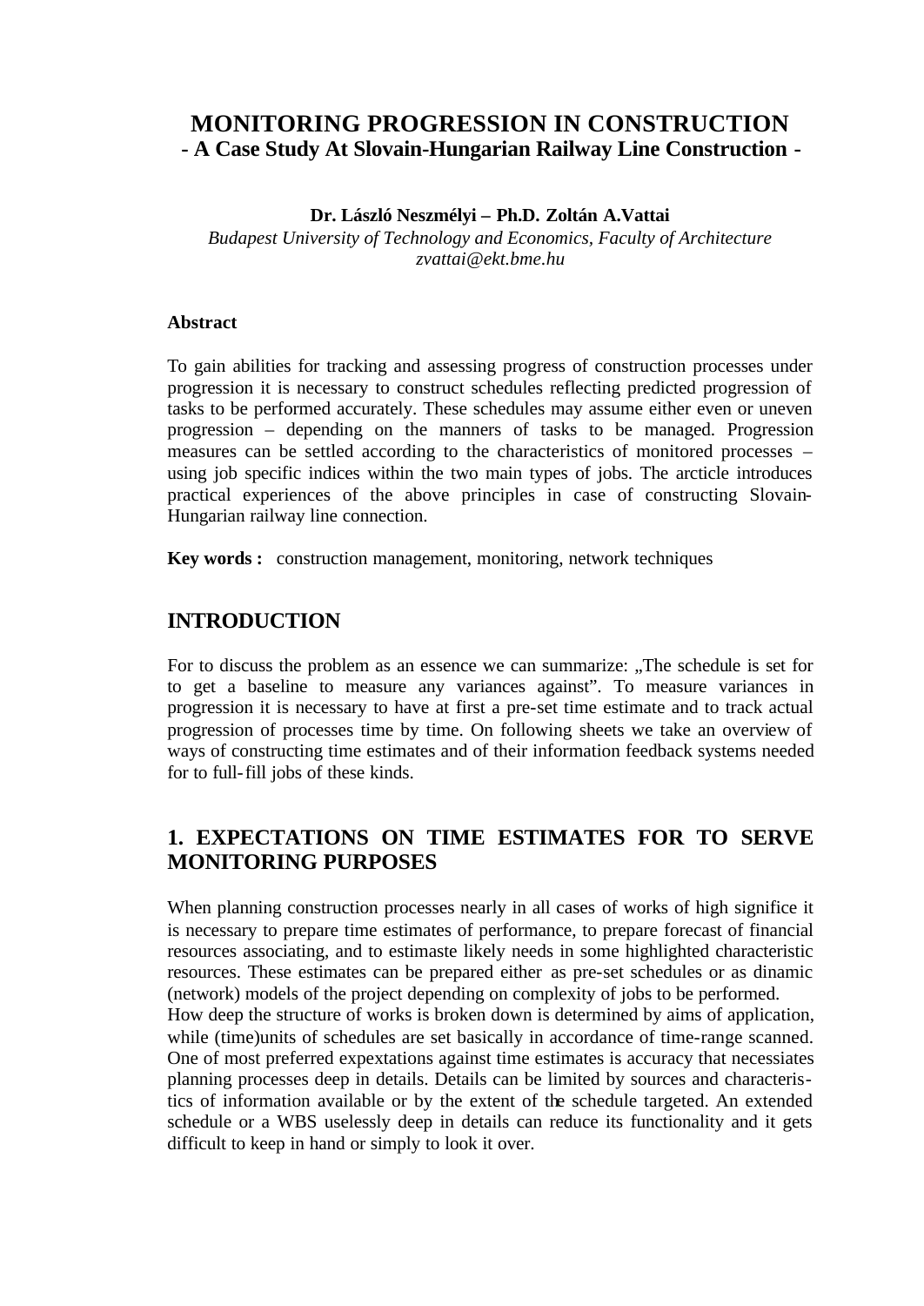# MONITORING PROGRESSION IN CONSTRUCTION
## - A Case Study At Slovain-Hungarian Railway Line Construction -

**Dr. László Neszmélyi – Ph.D. Zoltán A.Vattai**
*Budapest University of Technology and Economics, Faculty of Architecture*
*zvattai@ekt.bme.hu*

**Abstract**

To gain abilities for tracking and assessing progress of construction processes under progression it is necessary to construct schedules reflecting predicted progression of tasks to be performed accurately. These schedules may assume either even or uneven progression – depending on the manners of tasks to be managed. Progression measures can be settled according to the characteristics of monitored processes – using job specific indices within the two main types of jobs. The arcticle introduces practical experiences of the above principles in case of constructing Slovain-Hungarian railway line connection.

**Key words :** construction management, monitoring, network techniques

## INTRODUCTION

For to discuss the problem as an essence we can summarize: „The schedule is set for to get a baseline to measure any variances against". To measure variances in progression it is necessary to have at first a pre-set time estimate and to track actual progression of processes time by time. On following sheets we take an overview of ways of constructing time estimates and of their information feedback systems needed for to full-fill jobs of these kinds.

## 1. EXPECTATIONS ON TIME ESTIMATES FOR TO SERVE MONITORING PURPOSES

When planning construction processes nearly in all cases of works of high significe it is necessary to prepare time estimates of performance, to prepare forecast of financial resources associating, and to estimaste likely needs in some highlighted characteristic resources. These estimates can be prepared either as pre-set schedules or as dinamic (network) models of the project depending on complexity of jobs to be performed.
How deep the structure of works is broken down is determined by aims of application, while (time)units of schedules are set basically in accordance of time-range scanned. One of most preferred expextations against time estimates is accuracy that necessiates planning processes deep in details. Details can be limited by sources and characteristics of information available or by the extent of the schedule targeted. An extended schedule or a WBS uselessly deep in details can reduce its functionality and it gets difficult to keep in hand or simply to look it over.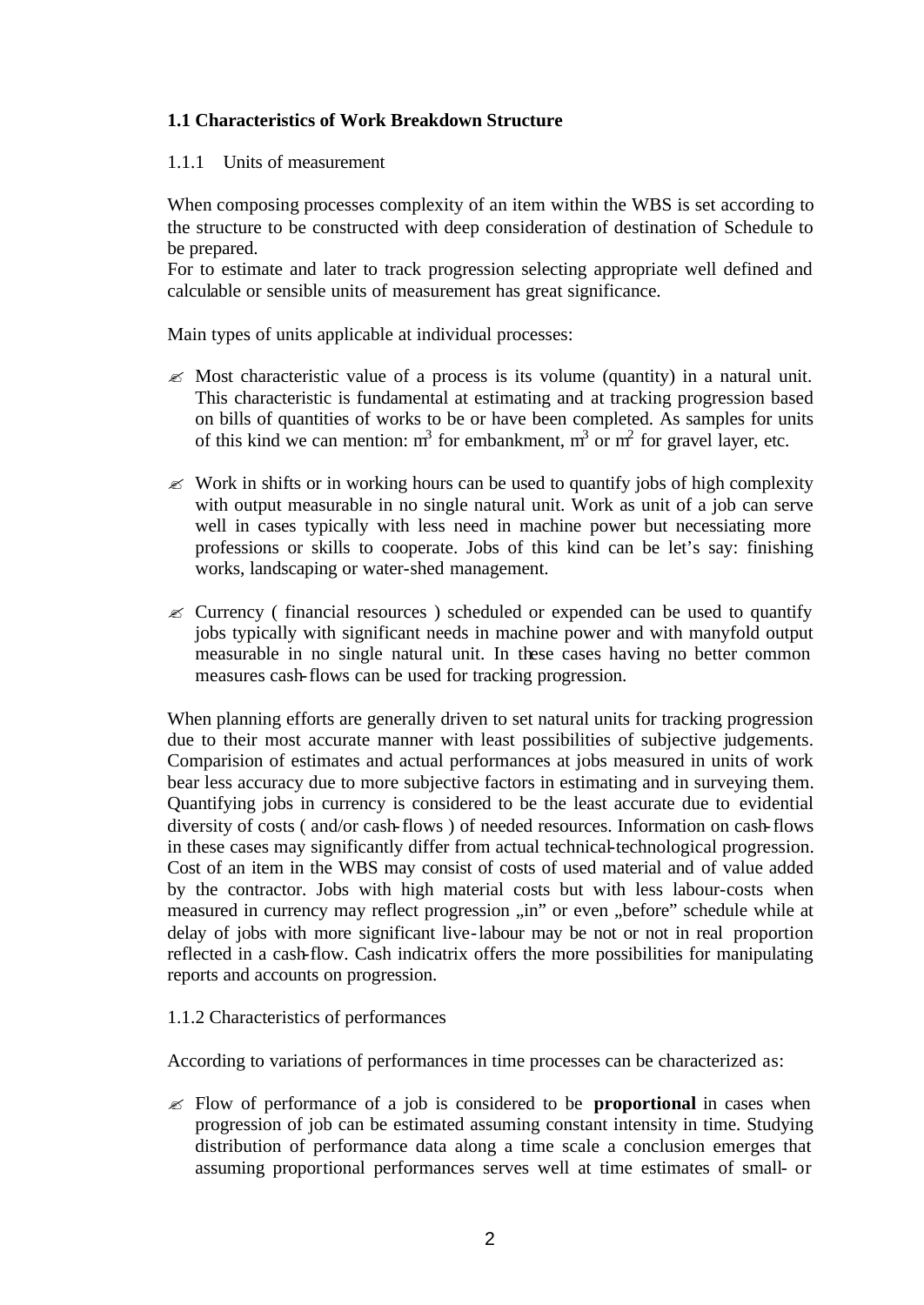### 1.1 Characteristics of Work Breakdown Structure

1.1.1 Units of measurement

When composing processes complexity of an item within the WBS is set according to the structure to be constructed with deep consideration of destination of Schedule to be prepared.
For to estimate and later to track progression selecting appropriate well defined and calculable or sensible units of measurement has great significance.

Main types of units applicable at individual processes:

- Most characteristic value of a process is its volume (quantity) in a natural unit. This characteristic is fundamental at estimating and at tracking progression based on bills of quantities of works to be or have been completed. As samples for units of this kind we can mention: $m^3$ for embankment, $m^3$ or $m^2$ for gravel layer, etc.

- Work in shifts or in working hours can be used to quantify jobs of high complexity with output measurable in no single natural unit. Work as unit of a job can serve well in cases typically with less need in machine power but necessiating more professions or skills to cooperate. Jobs of this kind can be let's say: finishing works, landscaping or water-shed management.

- Currency ( financial resources ) scheduled or expended can be used to quantify jobs typically with significant needs in machine power and with manyfold output measurable in no single natural unit. In these cases having no better common measures cash-flows can be used for tracking progression.

When planning efforts are generally driven to set natural units for tracking progression due to their most accurate manner with least possibilities of subjective judgements. Comparision of estimates and actual performances at jobs measured in units of work bear less accuracy due to more subjective factors in estimating and in surveying them. Quantifying jobs in currency is considered to be the least accurate due to evidential diversity of costs ( and/or cash-flows ) of needed resources. Information on cash-flows in these cases may significantly differ from actual technical-technological progression. Cost of an item in the WBS may consist of costs of used material and of value added by the contractor. Jobs with high material costs but with less labour-costs when measured in currency may reflect progression „in" or even „before" schedule while at delay of jobs with more significant live-labour may be not or not in real proportion reflected in a cash-flow. Cash indicatrix offers the more possibilities for manipulating reports and accounts on progression.

1.1.2 Characteristics of performances

According to variations of performances in time processes can be characterized as:

- Flow of performance of a job is considered to be **proportional** in cases when progression of job can be estimated assuming constant intensity in time. Studying distribution of performance data along a time scale a conclusion emerges that assuming proportional performances serves well at time estimates of small- or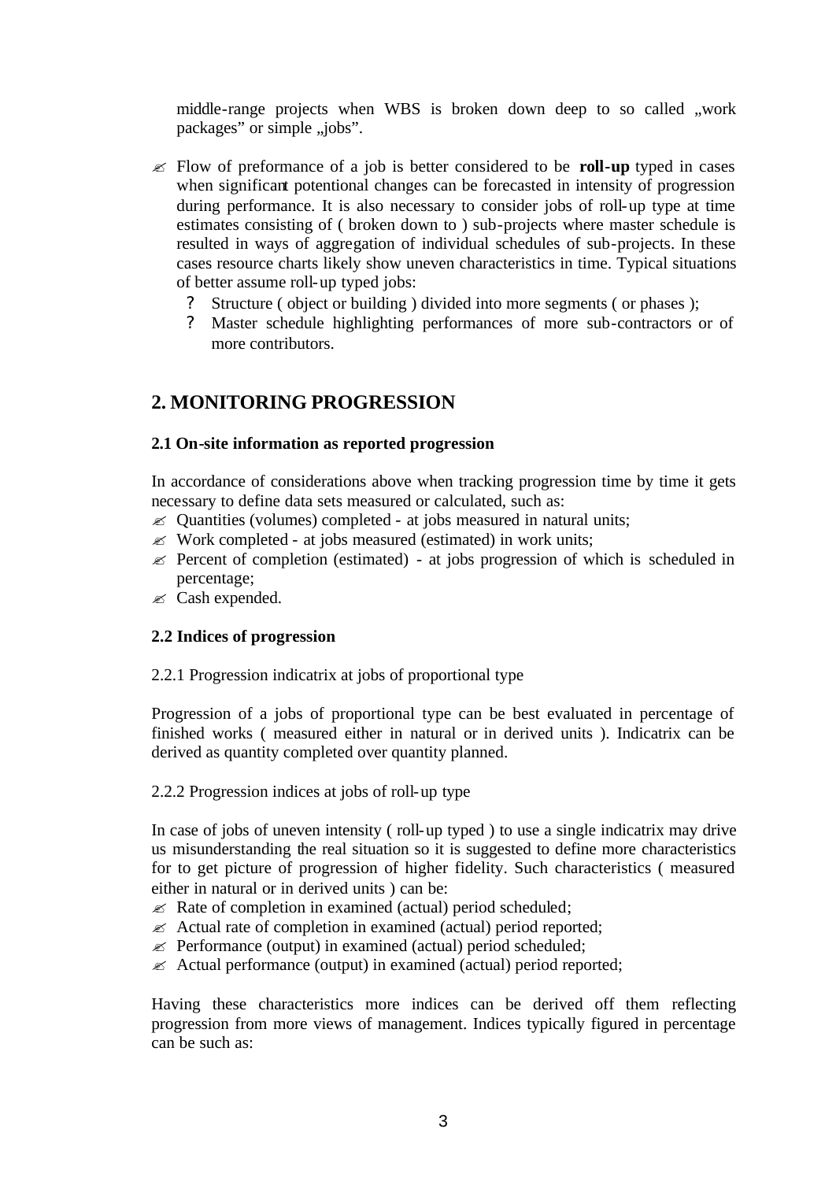middle-range projects when WBS is broken down deep to so called „work packages" or simple „jobs".

- Flow of preformance of a job is better considered to be **roll-up** typed in cases when significant potentional changes can be forecasted in intensity of progression during performance. It is also necessary to consider jobs of roll-up type at time estimates consisting of ( broken down to ) sub-projects where master schedule is resulted in ways of aggregation of individual schedules of sub-projects. In these cases resource charts likely show uneven characteristics in time. Typical situations of better assume roll-up typed jobs:
  - Structure ( object or building ) divided into more segments ( or phases );
  - Master schedule highlighting performances of more sub-contractors or of more contributors.

## 2. MONITORING PROGRESSION

### 2.1 On-site information as reported progression

In accordance of considerations above when tracking progression time by time it gets necessary to define data sets measured or calculated, such as:

- Quantities (volumes) completed - at jobs measured in natural units;
- Work completed - at jobs measured (estimated) in work units;
- Percent of completion (estimated) - at jobs progression of which is scheduled in percentage;
- Cash expended.

### 2.2 Indices of progression

2.2.1 Progression indicatrix at jobs of proportional type

Progression of a jobs of proportional type can be best evaluated in percentage of finished works ( measured either in natural or in derived units ). Indicatrix can be derived as quantity completed over quantity planned.

2.2.2 Progression indices at jobs of roll-up type

In case of jobs of uneven intensity ( roll-up typed ) to use a single indicatrix may drive us misunderstanding the real situation so it is suggested to define more characteristics for to get picture of progression of higher fidelity. Such characteristics ( measured either in natural or in derived units ) can be:

- Rate of completion in examined (actual) period scheduled;
- Actual rate of completion in examined (actual) period reported;
- Performance (output) in examined (actual) period scheduled;
- Actual performance (output) in examined (actual) period reported;

Having these characteristics more indices can be derived off them reflecting progression from more views of management. Indices typically figured in percentage can be such as: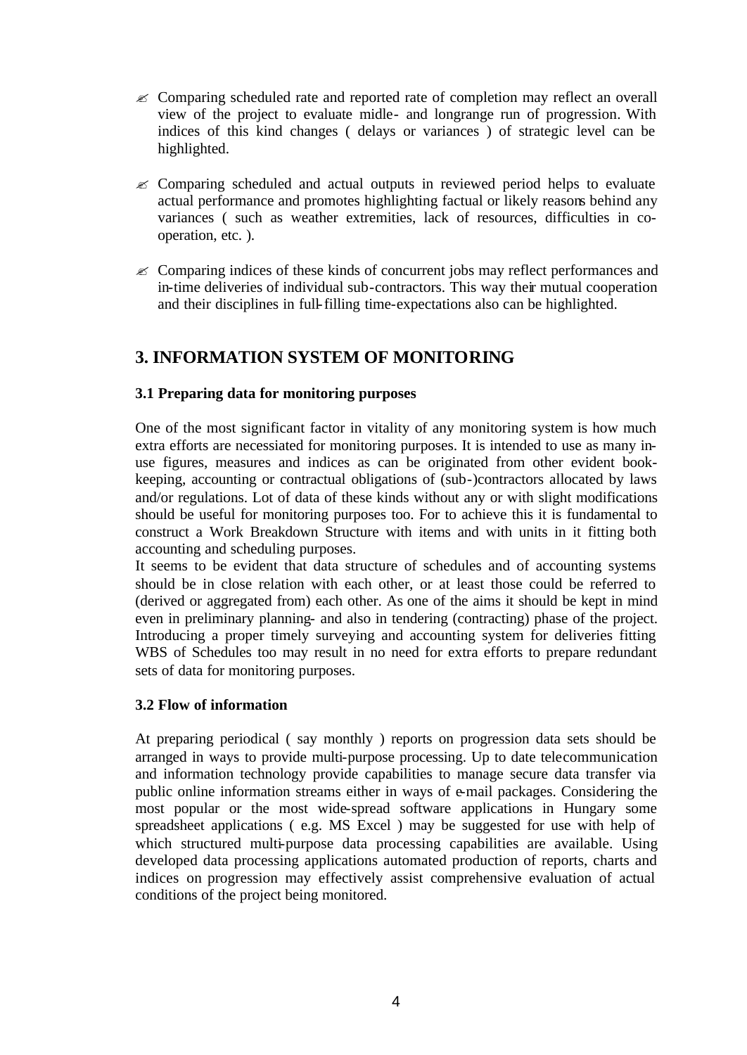- Comparing scheduled rate and reported rate of completion may reflect an overall view of the project to evaluate midle- and longrange run of progression. With indices of this kind changes ( delays or variances ) of strategic level can be highlighted.

- Comparing scheduled and actual outputs in reviewed period helps to evaluate actual performance and promotes highlighting factual or likely reasons behind any variances ( such as weather extremities, lack of resources, difficulties in co-operation, etc. ).

- Comparing indices of these kinds of concurrent jobs may reflect performances and in-time deliveries of individual sub-contractors. This way their mutual cooperation and their disciplines in full-filling time-expectations also can be highlighted.

## 3. INFORMATION SYSTEM OF MONITORING

### 3.1 Preparing data for monitoring purposes

One of the most significant factor in vitality of any monitoring system is how much extra efforts are necessiated for monitoring purposes. It is intended to use as many in-use figures, measures and indices as can be originated from other evident book-keeping, accounting or contractual obligations of (sub-)contractors allocated by laws and/or regulations. Lot of data of these kinds without any or with slight modifications should be useful for monitoring purposes too. For to achieve this it is fundamental to construct a Work Breakdown Structure with items and with units in it fitting both accounting and scheduling purposes.
It seems to be evident that data structure of schedules and of accounting systems should be in close relation with each other, or at least those could be referred to (derived or aggregated from) each other. As one of the aims it should be kept in mind even in preliminary planning- and also in tendering (contracting) phase of the project. Introducing a proper timely surveying and accounting system for deliveries fitting WBS of Schedules too may result in no need for extra efforts to prepare redundant sets of data for monitoring purposes.

### 3.2 Flow of information

At preparing periodical ( say monthly ) reports on progression data sets should be arranged in ways to provide multi-purpose processing. Up to date telecommunication and information technology provide capabilities to manage secure data transfer via public online information streams either in ways of e-mail packages. Considering the most popular or the most wide-spread software applications in Hungary some spreadsheet applications ( e.g. MS Excel ) may be suggested for use with help of which structured multi-purpose data processing capabilities are available. Using developed data processing applications automated production of reports, charts and indices on progression may effectively assist comprehensive evaluation of actual conditions of the project being monitored.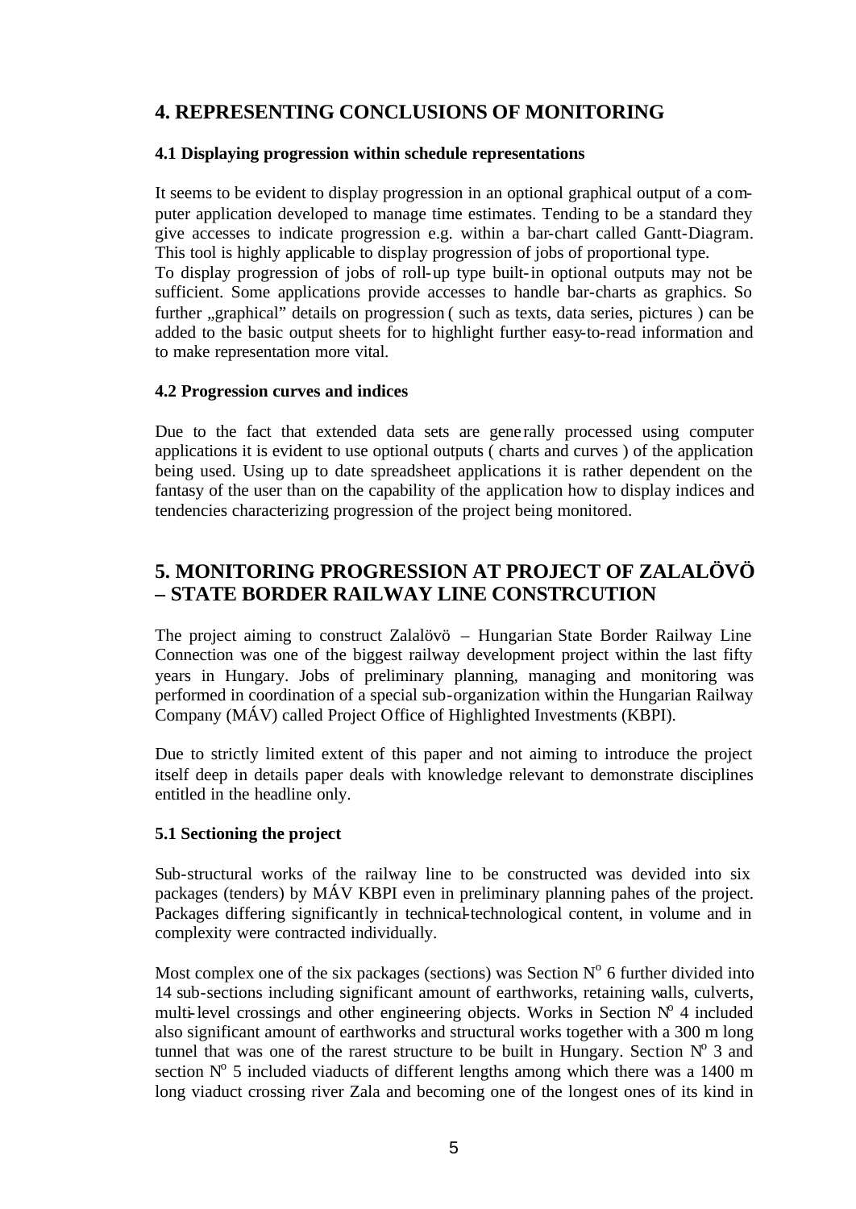## 4. REPRESENTING CONCLUSIONS OF MONITORING

### 4.1 Displaying progression within schedule representations

It seems to be evident to display progression in an optional graphical output of a computer application developed to manage time estimates. Tending to be a standard they give accesses to indicate progression e.g. within a bar-chart called Gantt-Diagram. This tool is highly applicable to display progression of jobs of proportional type.
To display progression of jobs of roll-up type built-in optional outputs may not be sufficient. Some applications provide accesses to handle bar-charts as graphics. So further „graphical" details on progression ( such as texts, data series, pictures ) can be added to the basic output sheets for to highlight further easy-to-read information and to make representation more vital.

### 4.2 Progression curves and indices

Due to the fact that extended data sets are generally processed using computer applications it is evident to use optional outputs ( charts and curves ) of the application being used. Using up to date spreadsheet applications it is rather dependent on the fantasy of the user than on the capability of the application how to display indices and tendencies characterizing progression of the project being monitored.

## 5. MONITORING PROGRESSION AT PROJECT OF ZALALÖVÖ – STATE BORDER RAILWAY LINE CONSTRCUTION

The project aiming to construct Zalalövö – Hungarian State Border Railway Line Connection was one of the biggest railway development project within the last fifty years in Hungary. Jobs of preliminary planning, managing and monitoring was performed in coordination of a special sub-organization within the Hungarian Railway Company (MÁV) called Project Office of Highlighted Investments (KBPI).

Due to strictly limited extent of this paper and not aiming to introduce the project itself deep in details paper deals with knowledge relevant to demonstrate disciplines entitled in the headline only.

### 5.1 Sectioning the project

Sub-structural works of the railway line to be constructed was devided into six packages (tenders) by MÁV KBPI even in preliminary planning pahes of the project. Packages differing significantly in technical-technological content, in volume and in complexity were contracted individually.

Most complex one of the six packages (sections) was Section N° 6 further divided into 14 sub-sections including significant amount of earthworks, retaining walls, culverts, multi-level crossings and other engineering objects. Works in Section N° 4 included also significant amount of earthworks and structural works together with a 300 m long tunnel that was one of the rarest structure to be built in Hungary. Section N° 3 and section N° 5 included viaducts of different lengths among which there was a 1400 m long viaduct crossing river Zala and becoming one of the longest ones of its kind in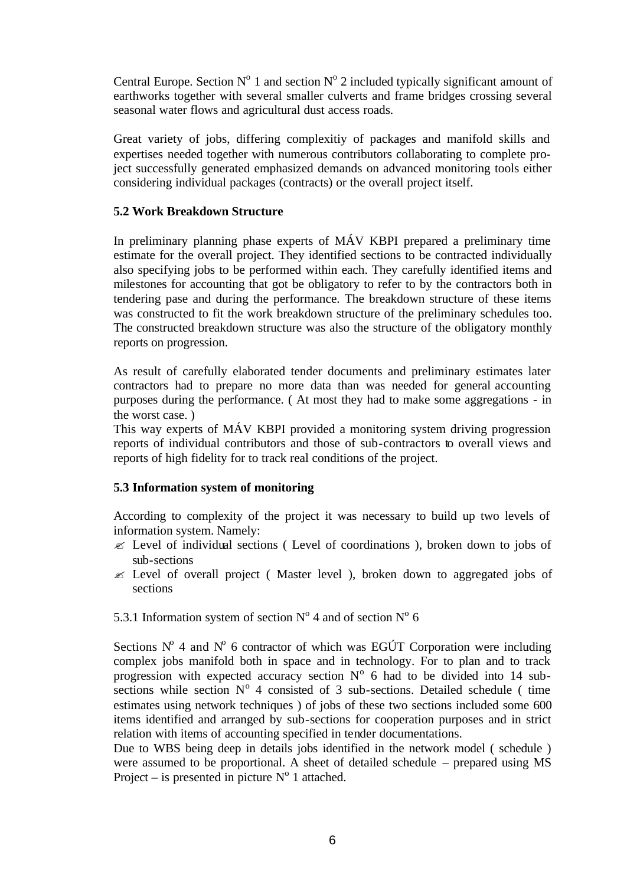Central Europe. Section N° 1 and section N° 2 included typically significant amount of earthworks together with several smaller culverts and frame bridges crossing several seasonal water flows and agricultural dust access roads.

Great variety of jobs, differing complexitiy of packages and manifold skills and expertises needed together with numerous contributors collaborating to complete project successfully generated emphasized demands on advanced monitoring tools either considering individual packages (contracts) or the overall project itself.

### 5.2 Work Breakdown Structure

In preliminary planning phase experts of MÁV KBPI prepared a preliminary time estimate for the overall project. They identified sections to be contracted individually also specifying jobs to be performed within each. They carefully identified items and milestones for accounting that got be obligatory to refer to by the contractors both in tendering pase and during the performance. The breakdown structure of these items was constructed to fit the work breakdown structure of the preliminary schedules too. The constructed breakdown structure was also the structure of the obligatory monthly reports on progression.

As result of carefully elaborated tender documents and preliminary estimates later contractors had to prepare no more data than was needed for general accounting purposes during the performance. ( At most they had to make some aggregations - in the worst case. )
This way experts of MÁV KBPI provided a monitoring system driving progression reports of individual contributors and those of sub-contractors to overall views and reports of high fidelity for to track real conditions of the project.

### 5.3 Information system of monitoring

According to complexity of the project it was necessary to build up two levels of information system. Namely:

- Level of individual sections ( Level of coordinations ), broken down to jobs of sub-sections
- Level of overall project ( Master level ), broken down to aggregated jobs of sections

5.3.1 Information system of section N° 4 and of section N° 6

Sections N° 4 and N° 6 contractor of which was EGÚT Corporation were including complex jobs manifold both in space and in technology. For to plan and to track progression with expected accuracy section N° 6 had to be divided into 14 sub-sections while section N° 4 consisted of 3 sub-sections. Detailed schedule ( time estimates using network techniques ) of jobs of these two sections included some 600 items identified and arranged by sub-sections for cooperation purposes and in strict relation with items of accounting specified in tender documentations.
Due to WBS being deep in details jobs identified in the network model ( schedule ) were assumed to be proportional. A sheet of detailed schedule – prepared using MS Project – is presented in picture N° 1 attached.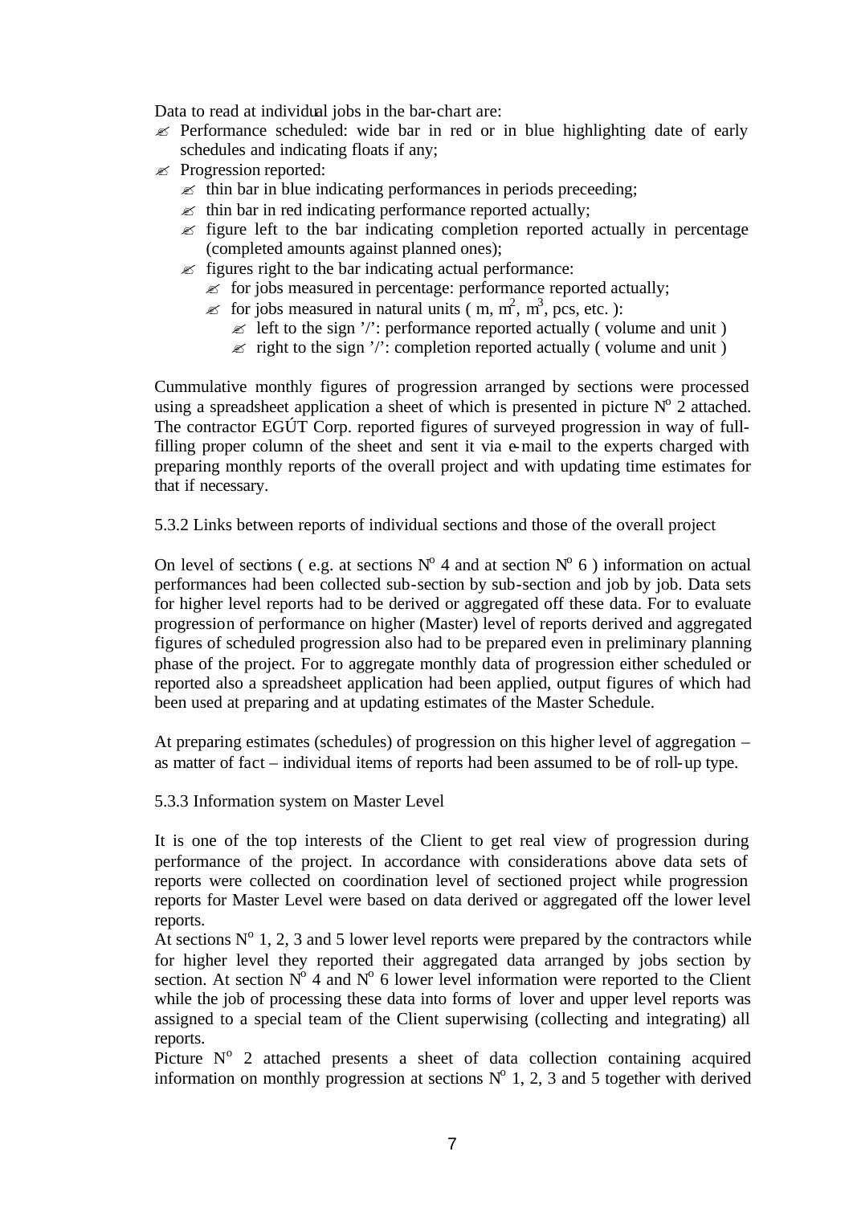Data to read at individual jobs in the bar-chart are:

- Performance scheduled: wide bar in red or in blue highlighting date of early schedules and indicating floats if any;
- Progression reported:
  - thin bar in blue indicating performances in periods preceeding;
  - thin bar in red indicating performance reported actually;
  - figure left to the bar indicating completion reported actually in percentage (completed amounts against planned ones);
  - figures right to the bar indicating actual performance:
    - for jobs measured in percentage: performance reported actually;
    - for jobs measured in natural units ( m, $m^2$, $m^3$, pcs, etc. ):
      - left to the sign '/': performance reported actually ( volume and unit )
      - right to the sign '/': completion reported actually ( volume and unit )

Cummulative monthly figures of progression arranged by sections were processed using a spreadsheet application a sheet of which is presented in picture N° 2 attached. The contractor EGÚT Corp. reported figures of surveyed progression in way of full-filling proper column of the sheet and sent it via e-mail to the experts charged with preparing monthly reports of the overall project and with updating time estimates for that if necessary.

5.3.2 Links between reports of individual sections and those of the overall project

On level of sections ( e.g. at sections N° 4 and at section N° 6 ) information on actual performances had been collected sub-section by sub-section and job by job. Data sets for higher level reports had to be derived or aggregated off these data. For to evaluate progression of performance on higher (Master) level of reports derived and aggregated figures of scheduled progression also had to be prepared even in preliminary planning phase of the project. For to aggregate monthly data of progression either scheduled or reported also a spreadsheet application had been applied, output figures of which had been used at preparing and at updating estimates of the Master Schedule.

At preparing estimates (schedules) of progression on this higher level of aggregation – as matter of fact – individual items of reports had been assumed to be of roll-up type.

5.3.3 Information system on Master Level

It is one of the top interests of the Client to get real view of progression during performance of the project. In accordance with considerations above data sets of reports were collected on coordination level of sectioned project while progression reports for Master Level were based on data derived or aggregated off the lower level reports.
At sections N° 1, 2, 3 and 5 lower level reports were prepared by the contractors while for higher level they reported their aggregated data arranged by jobs section by section. At section N° 4 and N° 6 lower level information were reported to the Client while the job of processing these data into forms of lover and upper level reports was assigned to a special team of the Client superwising (collecting and integrating) all reports.
Picture N° 2 attached presents a sheet of data collection containing acquired information on monthly progression at sections N° 1, 2, 3 and 5 together with derived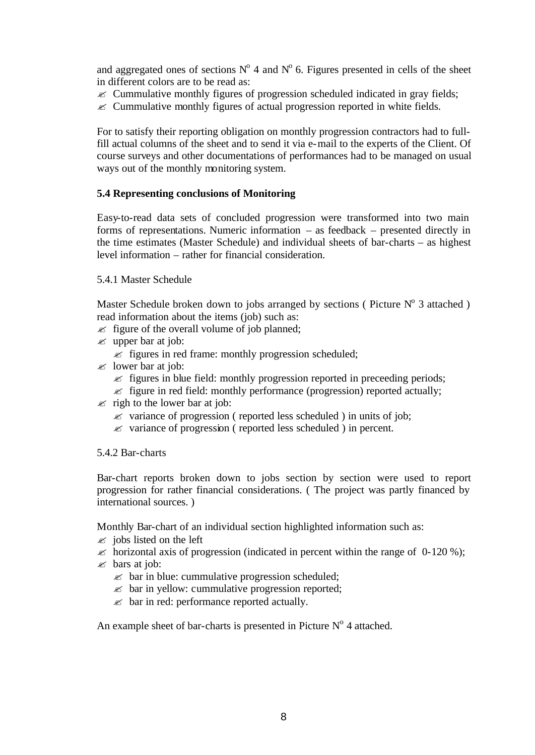and aggregated ones of sections N° 4 and N° 6. Figures presented in cells of the sheet in different colors are to be read as:

- Cummulative monthly figures of progression scheduled indicated in gray fields;
- Cummulative monthly figures of actual progression reported in white fields.

For to satisfy their reporting obligation on monthly progression contractors had to full-fill actual columns of the sheet and to send it via e-mail to the experts of the Client. Of course surveys and other documentations of performances had to be managed on usual ways out of the monthly monitoring system.

### 5.4 Representing conclusions of Monitoring

Easy-to-read data sets of concluded progression were transformed into two main forms of representations. Numeric information – as feedback – presented directly in the time estimates (Master Schedule) and individual sheets of bar-charts – as highest level information – rather for financial consideration.

#### 5.4.1 Master Schedule

Master Schedule broken down to jobs arranged by sections ( Picture N° 3 attached ) read information about the items (job) such as:

- figure of the overall volume of job planned;
- upper bar at job:
  - figures in red frame: monthly progression scheduled;
- lower bar at job:
  - figures in blue field: monthly progression reported in preceeding periods;
  - figure in red field: monthly performance (progression) reported actually;
- righ to the lower bar at job:
  - variance of progression ( reported less scheduled ) in units of job;
  - variance of progression ( reported less scheduled ) in percent.

#### 5.4.2 Bar-charts

Bar-chart reports broken down to jobs section by section were used to report progression for rather financial considerations. ( The project was partly financed by international sources. )

Monthly Bar-chart of an individual section highlighted information such as:

- jobs listed on the left
- horizontal axis of progression (indicated in percent within the range of 0-120 %);
- bars at job:
  - bar in blue: cummulative progression scheduled;
  - bar in yellow: cummulative progression reported;
  - bar in red: performance reported actually.

An example sheet of bar-charts is presented in Picture N° 4 attached.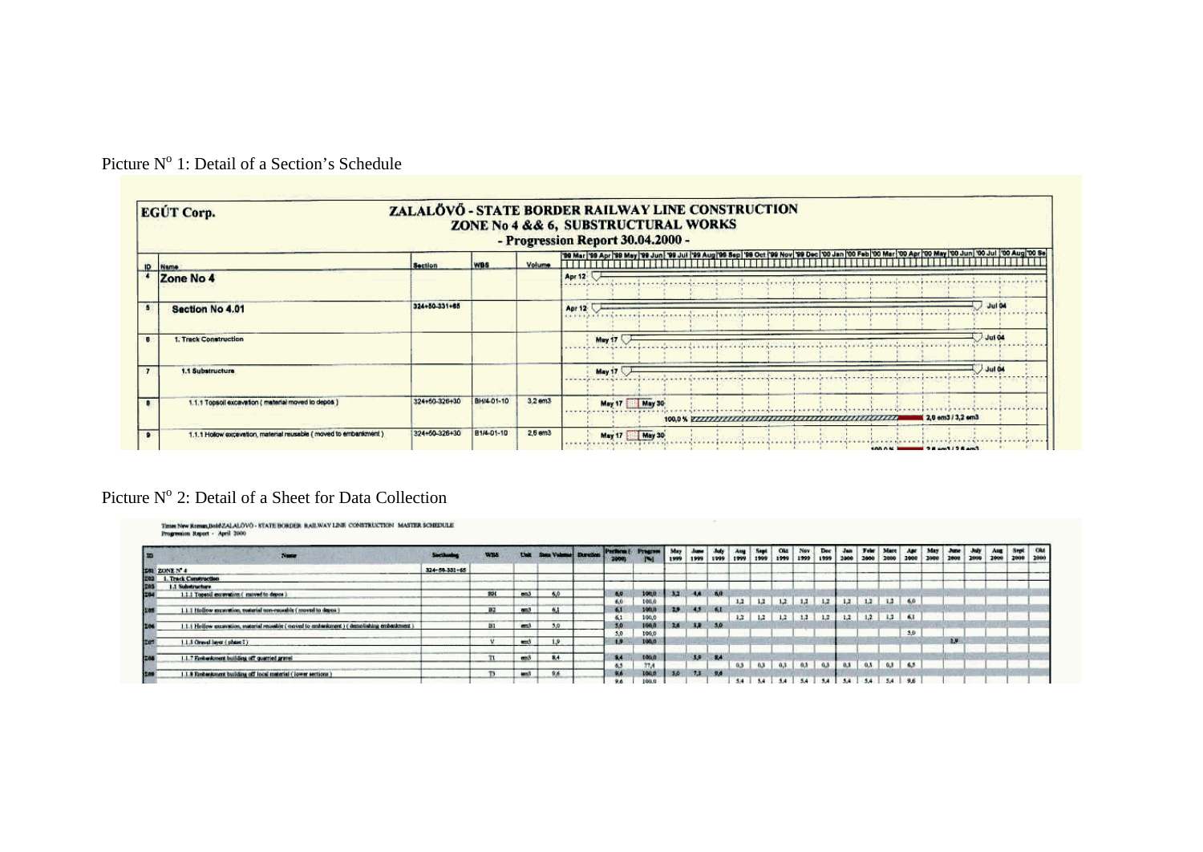Picture N° 1: Detail of a Section's Schedule

| ID | Name | Section | WBS | Volume |
|---|---|---|---|---|
| 4 | Zone No 4 | | | |
| 5 | Section No 4.01 | 324+50-331+65 | | |
| 6 | 1. Track Construction | | | |
| 7 | 1.1 Substructure | | | |
| 8 | 1.1.1 Topsoil excavation ( material moved to depos ) | 324+50-326+30 | BH/4-01-10 | 3,2 em3 |
| 9 | 1.1.1 Hollow excavation, material reusable ( moved to embankment ) | 324+50-326+30 | B1/4-01-10 | 2,5 em3 |

Picture N° 2: Detail of a Sheet for Data Collection

Times New Roman,Bold ZALALÖVŐ - STATE BORDER RAILWAY LINE CONSTRUCTION MASTER SCHEDULE
Progression Report - April 2000

| ID | Name | Sectioning | WBS | Unit | Sum Volume | Duration | Perform (2000) | Progress [%] | May 1999 | June 1999 | July 1999 | Aug 1999 | Sept 1999 | Okt 1999 | Nov 1999 | Dec 1999 | Jan 2000 | Febr 2000 | Marc 2000 | Apr 2000 | May 2000 | June 2000 | July 2000 | Aug 2000 | Sept 2000 | Okt 2000 |
|---|---|---|---|---|---|---|---|---|---|---|---|---|---|---|---|---|---|---|---|---|---|---|---|---|---|---|
| Z01 | ZONE N° 4 | 324-50-331-65 | | | | | | | | | | | | | | | | | | | | | | | | |
| Z02 | 1. Track Construction | | | | | | | | | | | | | | | | | | | | | | | | | |
| Z03 | 1.1 Substructure | | | | | | | | | | | | | | | | | | | | | | | | | |
| Z04 | 1.1.1 Topsoil excavation ( moved to depos ) | | BH | em3 | 6,0 | | 6,0 | 100,0 | 3,2 | 4,4 | 6,0 | | | | | | | | | | | | | | | |
| | | | | | | | 6,0 | 100,0 | | | | 1,2 | 1,2 | 1,2 | 1,2 | 1,2 | 1,2 | 1,2 | 1,2 | 6,0 | | | | | | |
| Z05 | 1.1.1 Hollow excavation, material non-reusable ( moved to depos ) | | B2 | em3 | 6,1 | | 6,1 | 100,0 | 2,9 | 4,5 | 6,1 | | | | | | | | | | | | | | | |
| | | | | | | | 6,1 | 100,0 | | | | 1,2 | 1,2 | 1,2 | 1,2 | 1,2 | 1,2 | 1,2 | 1,2 | 6,1 | | | | | | |
| Z06 | 1.1.1 Hollow excavation, material reusable ( moved to embankment ) ( demolishing embankment ) | | B1 | em3 | 5,0 | | 5,0 | 100,0 | 2,6 | 3,8 | 5,0 | | | | | | | | | | | | | | | |
| | | | | | | | 5,0 | 100,0 | | | | | | | | | | | | 5,0 | | | | | | |
| Z07 | 1.1.3 Gravel layer ( phase I ) | | V | em3 | 1,9 | | 1,9 | 100,0 | | | | | | | | | | | | | | 1,9 | | | | |
| Z08 | 1.1.7 Embankment building off quarried gravel | | T1 | em3 | 8,4 | | 8,4 | 100,0 | | 3,9 | 8,4 | | | | | | | | | | | | | | | |
| | | | | | | | 6,5 | 77,4 | | | | 0,3 | 0,3 | 0,3 | 0,3 | 0,3 | 0,3 | 0,3 | 0,3 | 6,5 | | | | | | |
| Z09 | 1.1.8 Embankment building off local material ( lower sections ) | | T3 | em3 | 9,6 | | 9,6 | 100,0 | 3,0 | 7,3 | 9,6 | | | | | | | | | | | | | | | |
| | | | | | | | 9,6 | 100,0 | | | | 5,4 | 5,4 | 5,4 | 5,4 | 5,4 | 5,4 | 5,4 | 5,4 | 9,6 | | | | | | |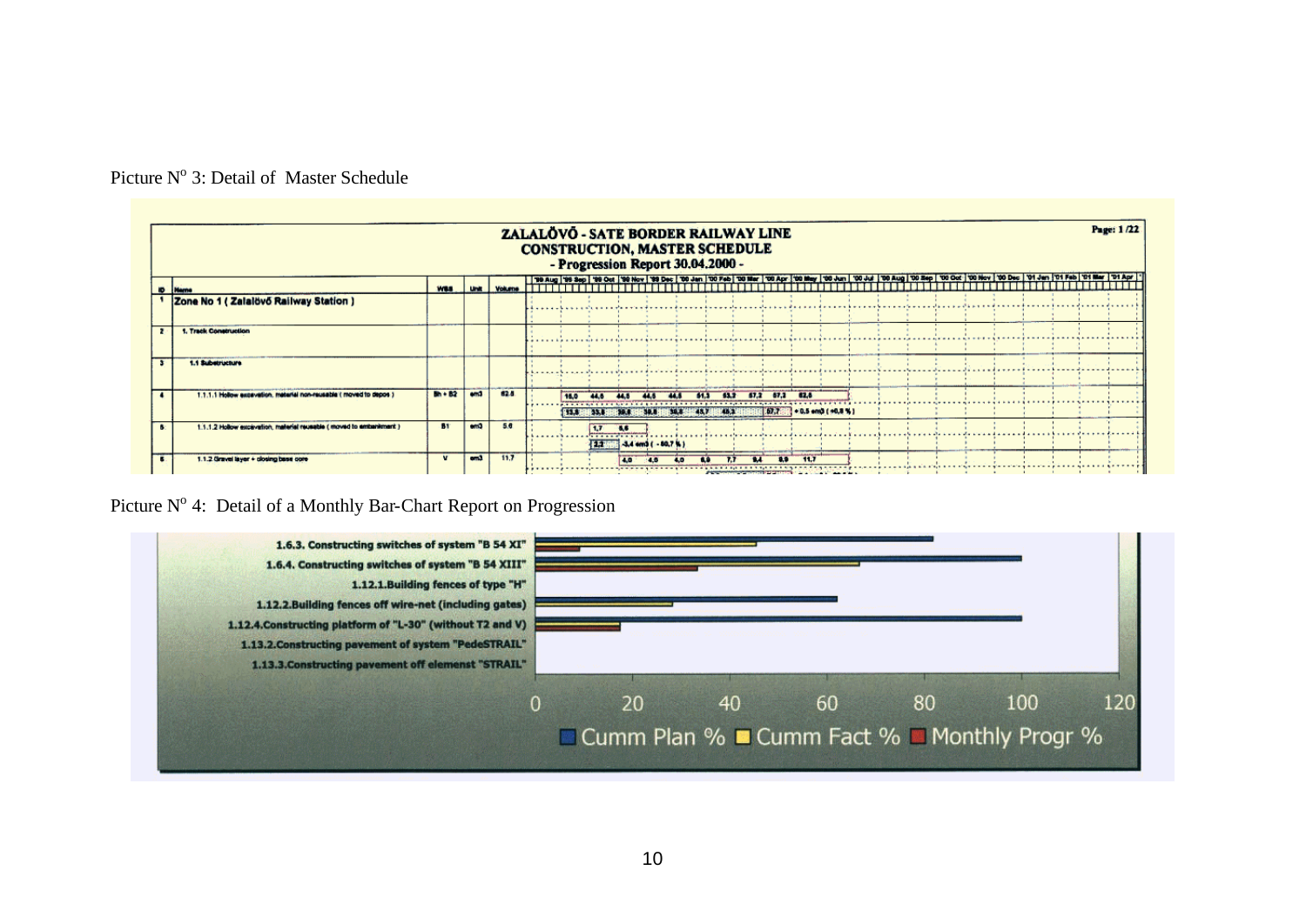Picture N° 3: Detail of Master Schedule

ZALALÖVŐ - SATE BORDER RAILWAY LINE
CONSTRUCTION, MASTER SCHEDULE
- Progression Report 30.04.2000 -

Page: 1/22

| ID | Name | WBS | Unit | Volume |
|---|---|---|---|---|
| 1 | Zone No 1 ( Zalalövő Railway Station ) | | | |
| 2 | 1. Track Construction | | | |
| 3 | 1.1 Substructure | | | |
| 4 | 1.1.1.1 Hollow excavation, material non-reusable ( moved to depos ) | Bh + B2 | em3 | 62.8 |
| 5 | 1.1.1.2 Hollow excavation, material reusable ( moved to embankment ) | B1 | em3 | 5.6 |
| 6 | 1.1.2 Gravel layer + closing base core | V | em3 | 11.7 |

'99 Aug '99 Sep '99 Oct '99 Nov '99 Dec '00 Jan '00 Feb '00 Mar '00 Apr '00 May '00 Jun '00 Jul '00 Aug '00 Sep '00 Oct '00 Nov '00 Dec '01 Jan '01 Feb '01 Mar '01 Apr

16.0 44.6 44.5 44.5 44.5 51.3 53.2 57.2 57.2 62.8

+0.5 em3 ( +0.8 % )

1.7 5.6

-3.4 em3 ( -60.7 % )

4.0 4.0 4.0 6.9 7.7 9.4 9.9 11.7

Picture N° 4: Detail of a Monthly Bar-Chart Report on Progression

1.6.3. Constructing switches of system "B 54 XI"
1.6.4. Constructing switches of system "B 54 XIII"
1.12.1.Building fences of type "H"
1.12.2.Building fences off wire-net (including gates)
1.12.4.Constructing platform of "L-30" (without T2 and V)
1.13.2.Constructing pavement of system "PedeSTRAIL"
1.13.3.Constructing pavement off elemenst "STRAIL"

0 20 40 60 80 100 120

Cumm Plan % Cumm Fact % Monthly Progr %